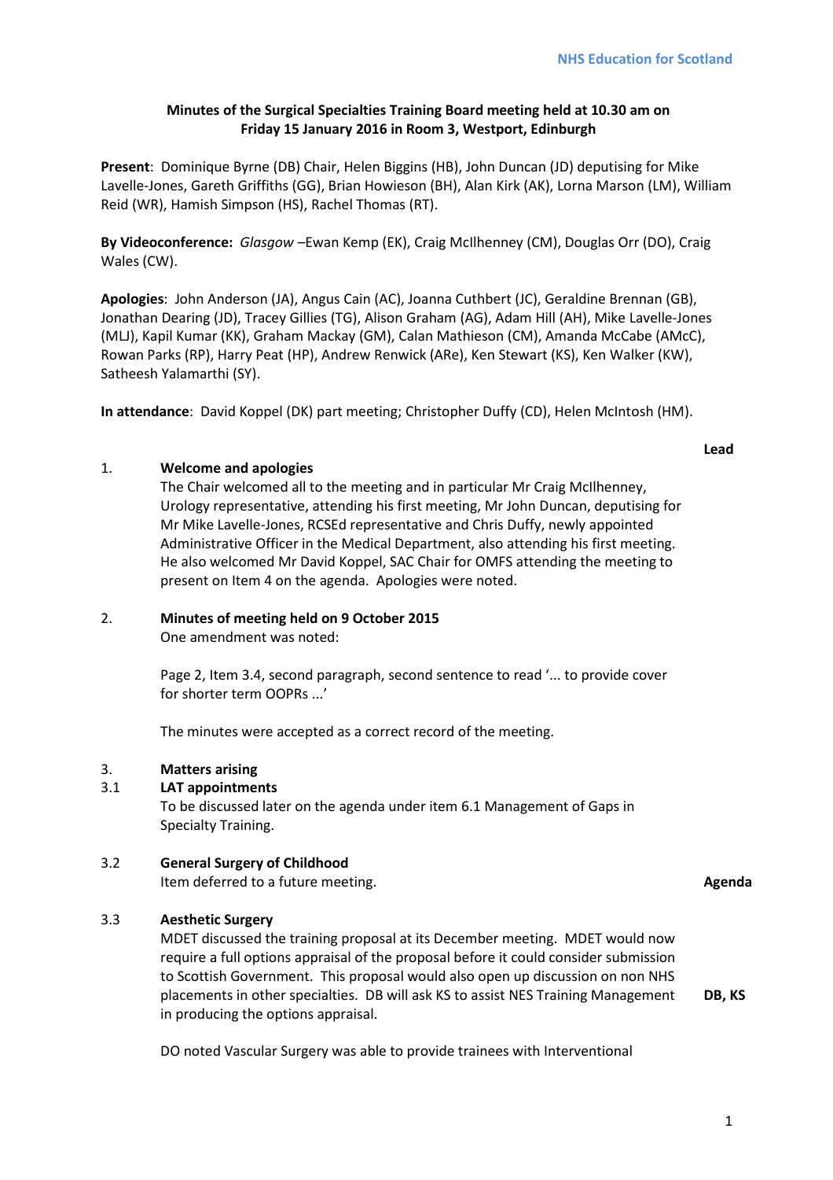NHS Education for Scotland

**Minutes of the Surgical Specialties Training Board meeting held at 10.30 am on Friday 15 January 2016 in Room 3, Westport, Edinburgh**

**Present**: Dominique Byrne (DB) Chair, Helen Biggins (HB), John Duncan (JD) deputising for Mike Lavelle-Jones, Gareth Griffiths (GG), Brian Howieson (BH), Alan Kirk (AK), Lorna Marson (LM), William Reid (WR), Hamish Simpson (HS), Rachel Thomas (RT).

**By Videoconference:** *Glasgow* –Ewan Kemp (EK), Craig McIlhenney (CM), Douglas Orr (DO), Craig Wales (CW).

**Apologies**: John Anderson (JA), Angus Cain (AC), Joanna Cuthbert (JC), Geraldine Brennan (GB), Jonathan Dearing (JD), Tracey Gillies (TG), Alison Graham (AG), Adam Hill (AH), Mike Lavelle-Jones (MLJ), Kapil Kumar (KK), Graham Mackay (GM), Calan Mathieson (CM), Amanda McCabe (AMcC), Rowan Parks (RP), Harry Peat (HP), Andrew Renwick (ARe), Ken Stewart (KS), Ken Walker (KW), Satheesh Yalamarthi (SY).

**In attendance**: David Koppel (DK) part meeting; Christopher Duffy (CD), Helen McIntosh (HM).

| | | **Lead** |
|---|---|---|
| 1. | **Welcome and apologies**<br>The Chair welcomed all to the meeting and in particular Mr Craig McIlhenney, Urology representative, attending his first meeting, Mr John Duncan, deputising for Mr Mike Lavelle-Jones, RCSEd representative and Chris Duffy, newly appointed Administrative Officer in the Medical Department, also attending his first meeting. He also welcomed Mr David Koppel, SAC Chair for OMFS attending the meeting to present on Item 4 on the agenda. Apologies were noted. | |
| 2. | **Minutes of meeting held on 9 October 2015**<br>One amendment was noted:<br><br>Page 2, Item 3.4, second paragraph, second sentence to read '... to provide cover for shorter term OOPRs ...'<br><br>The minutes were accepted as a correct record of the meeting. | |
| 3. | **Matters arising** | |
| 3.1 | **LAT appointments**<br>To be discussed later on the agenda under item 6.1 Management of Gaps in Specialty Training. | |
| 3.2 | **General Surgery of Childhood**<br>Item deferred to a future meeting. | **Agenda** |
| 3.3 | **Aesthetic Surgery**<br>MDET discussed the training proposal at its December meeting. MDET would now require a full options appraisal of the proposal before it could consider submission to Scottish Government. This proposal would also open up discussion on non NHS placements in other specialties. DB will ask KS to assist NES Training Management in producing the options appraisal.<br><br>DO noted Vascular Surgery was able to provide trainees with Interventional | **DB, KS** |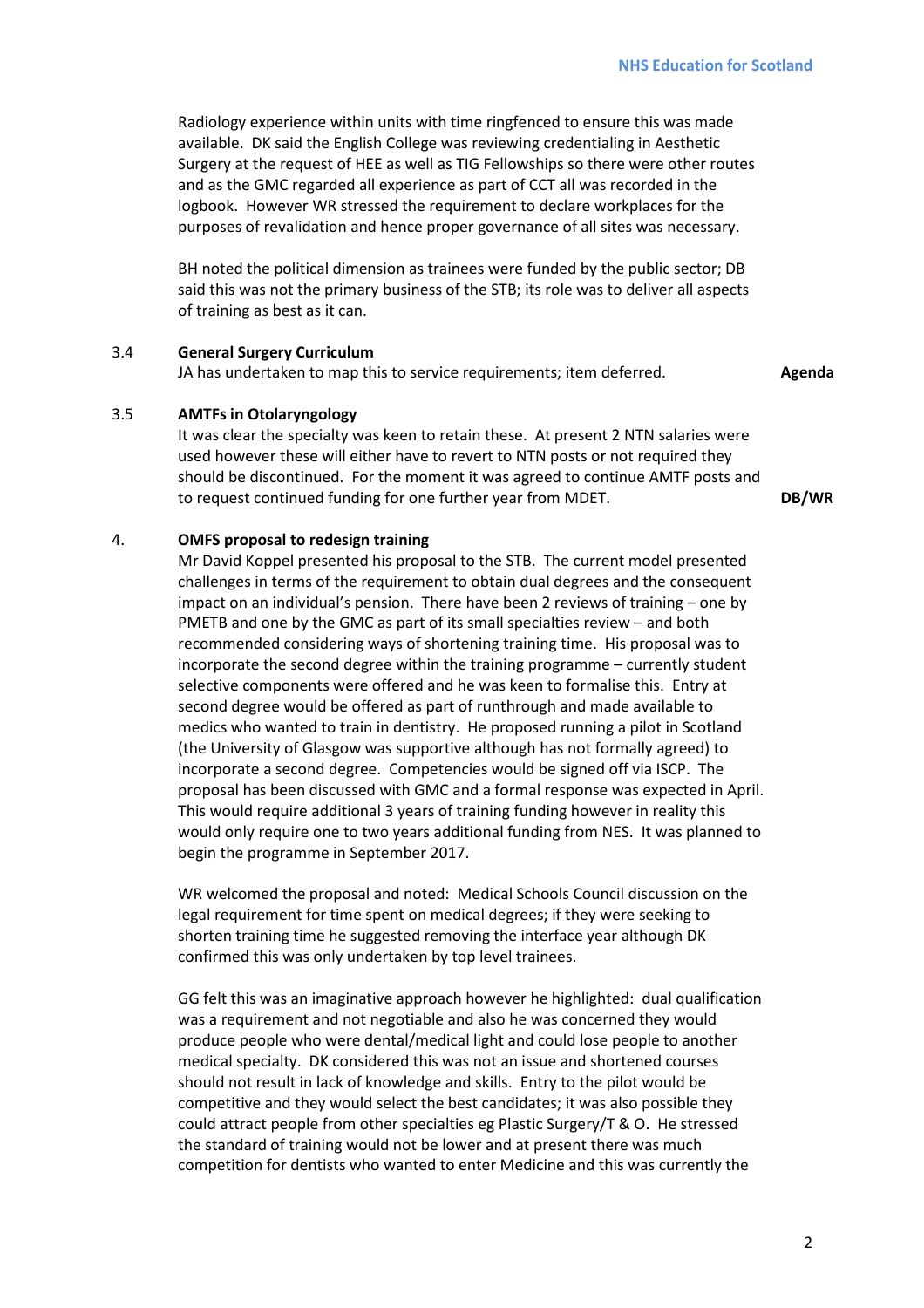Radiology experience within units with time ringfenced to ensure this was made available. DK said the English College was reviewing credentialing in Aesthetic Surgery at the request of HEE as well as TIG Fellowships so there were other routes and as the GMC regarded all experience as part of CCT all was recorded in the logbook. However WR stressed the requirement to declare workplaces for the purposes of revalidation and hence proper governance of all sites was necessary.

BH noted the political dimension as trainees were funded by the public sector; DB said this was not the primary business of the STB; its role was to deliver all aspects of training as best as it can.

3.4 **General Surgery Curriculum**

JA has undertaken to map this to service requirements; item deferred. **Agenda**

3.5 **AMTFs in Otolaryngology**

It was clear the specialty was keen to retain these. At present 2 NTN salaries were used however these will either have to revert to NTN posts or not required they should be discontinued. For the moment it was agreed to continue AMTF posts and to request continued funding for one further year from MDET. **DB/WR**

4. **OMFS proposal to redesign training**

Mr David Koppel presented his proposal to the STB. The current model presented challenges in terms of the requirement to obtain dual degrees and the consequent impact on an individual's pension. There have been 2 reviews of training – one by PMETB and one by the GMC as part of its small specialties review – and both recommended considering ways of shortening training time. His proposal was to incorporate the second degree within the training programme – currently student selective components were offered and he was keen to formalise this. Entry at second degree would be offered as part of runthrough and made available to medics who wanted to train in dentistry. He proposed running a pilot in Scotland (the University of Glasgow was supportive although has not formally agreed) to incorporate a second degree. Competencies would be signed off via ISCP. The proposal has been discussed with GMC and a formal response was expected in April. This would require additional 3 years of training funding however in reality this would only require one to two years additional funding from NES. It was planned to begin the programme in September 2017.

WR welcomed the proposal and noted: Medical Schools Council discussion on the legal requirement for time spent on medical degrees; if they were seeking to shorten training time he suggested removing the interface year although DK confirmed this was only undertaken by top level trainees.

GG felt this was an imaginative approach however he highlighted: dual qualification was a requirement and not negotiable and also he was concerned they would produce people who were dental/medical light and could lose people to another medical specialty. DK considered this was not an issue and shortened courses should not result in lack of knowledge and skills. Entry to the pilot would be competitive and they would select the best candidates; it was also possible they could attract people from other specialties eg Plastic Surgery/T & O. He stressed the standard of training would not be lower and at present there was much competition for dentists who wanted to enter Medicine and this was currently the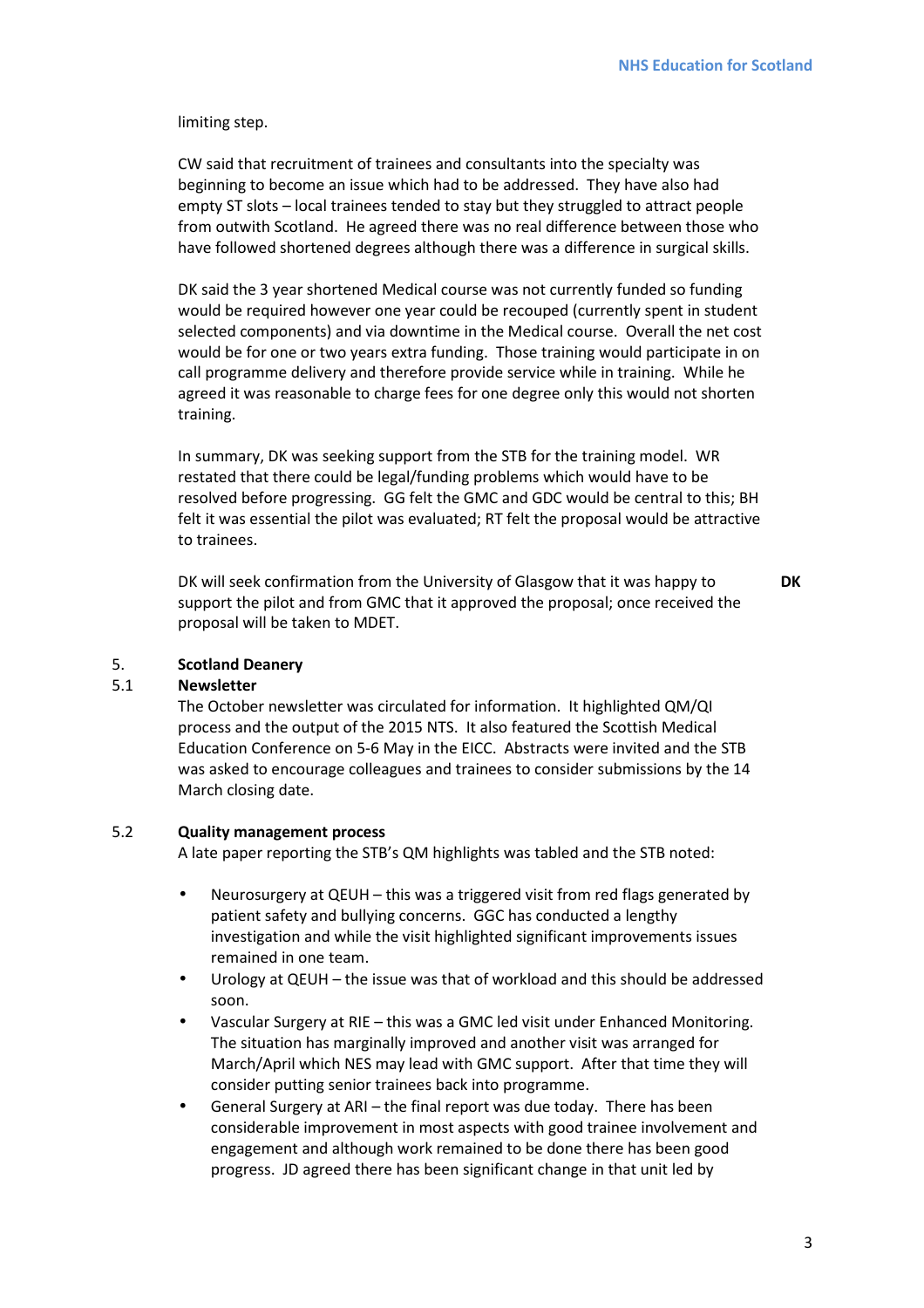limiting step.

CW said that recruitment of trainees and consultants into the specialty was beginning to become an issue which had to be addressed. They have also had empty ST slots – local trainees tended to stay but they struggled to attract people from outwith Scotland. He agreed there was no real difference between those who have followed shortened degrees although there was a difference in surgical skills.

DK said the 3 year shortened Medical course was not currently funded so funding would be required however one year could be recouped (currently spent in student selected components) and via downtime in the Medical course. Overall the net cost would be for one or two years extra funding. Those training would participate in on call programme delivery and therefore provide service while in training. While he agreed it was reasonable to charge fees for one degree only this would not shorten training.

In summary, DK was seeking support from the STB for the training model. WR restated that there could be legal/funding problems which would have to be resolved before progressing. GG felt the GMC and GDC would be central to this; BH felt it was essential the pilot was evaluated; RT felt the proposal would be attractive to trainees.

DK will seek confirmation from the University of Glasgow that it was happy to support the pilot and from GMC that it approved the proposal; once received the proposal will be taken to MDET. **DK**

5. **Scotland Deanery**

5.1 **Newsletter**

The October newsletter was circulated for information. It highlighted QM/QI process and the output of the 2015 NTS. It also featured the Scottish Medical Education Conference on 5-6 May in the EICC. Abstracts were invited and the STB was asked to encourage colleagues and trainees to consider submissions by the 14 March closing date.

5.2 **Quality management process**

A late paper reporting the STB's QM highlights was tabled and the STB noted:

- Neurosurgery at QEUH – this was a triggered visit from red flags generated by patient safety and bullying concerns. GGC has conducted a lengthy investigation and while the visit highlighted significant improvements issues remained in one team.
- Urology at QEUH – the issue was that of workload and this should be addressed soon.
- Vascular Surgery at RIE – this was a GMC led visit under Enhanced Monitoring. The situation has marginally improved and another visit was arranged for March/April which NES may lead with GMC support. After that time they will consider putting senior trainees back into programme.
- General Surgery at ARI – the final report was due today. There has been considerable improvement in most aspects with good trainee involvement and engagement and although work remained to be done there has been good progress. JD agreed there has been significant change in that unit led by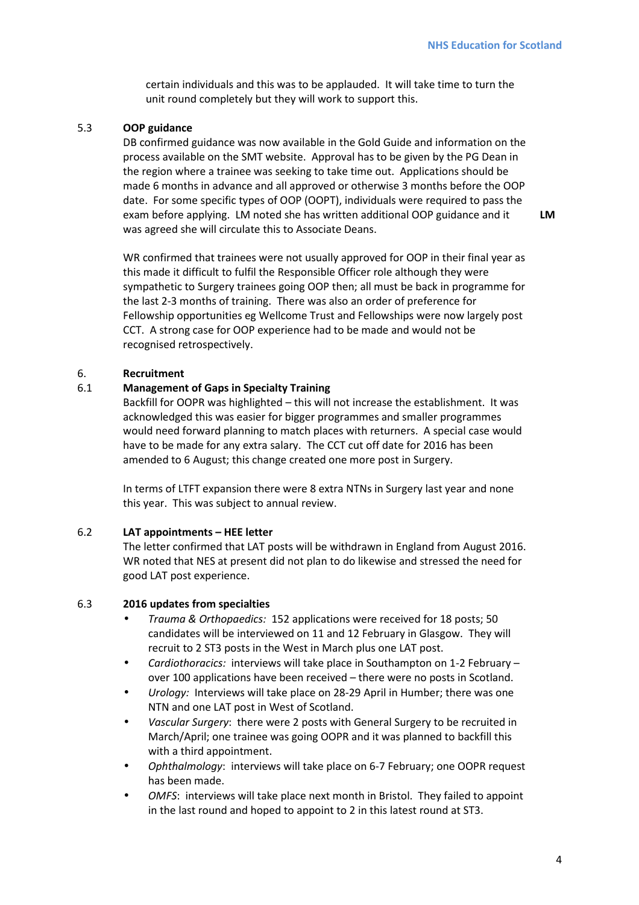certain individuals and this was to be applauded. It will take time to turn the unit round completely but they will work to support this.

### 5.3 OOP guidance

DB confirmed guidance was now available in the Gold Guide and information on the process available on the SMT website. Approval has to be given by the PG Dean in the region where a trainee was seeking to take time out. Applications should be made 6 months in advance and all approved or otherwise 3 months before the OOP date. For some specific types of OOP (OOPT), individuals were required to pass the exam before applying. LM noted she has written additional OOP guidance and it was agreed she will circulate this to Associate Deans. **LM**

WR confirmed that trainees were not usually approved for OOP in their final year as this made it difficult to fulfil the Responsible Officer role although they were sympathetic to Surgery trainees going OOP then; all must be back in programme for the last 2-3 months of training. There was also an order of preference for Fellowship opportunities eg Wellcome Trust and Fellowships were now largely post CCT. A strong case for OOP experience had to be made and would not be recognised retrospectively.

## 6. Recruitment

### 6.1 Management of Gaps in Specialty Training

Backfill for OOPR was highlighted – this will not increase the establishment. It was acknowledged this was easier for bigger programmes and smaller programmes would need forward planning to match places with returners. A special case would have to be made for any extra salary. The CCT cut off date for 2016 has been amended to 6 August; this change created one more post in Surgery.

In terms of LTFT expansion there were 8 extra NTNs in Surgery last year and none this year. This was subject to annual review.

### 6.2 LAT appointments – HEE letter

The letter confirmed that LAT posts will be withdrawn in England from August 2016. WR noted that NES at present did not plan to do likewise and stressed the need for good LAT post experience.

### 6.3 2016 updates from specialties

- *Trauma & Orthopaedics:* 152 applications were received for 18 posts; 50 candidates will be interviewed on 11 and 12 February in Glasgow. They will recruit to 2 ST3 posts in the West in March plus one LAT post.
- *Cardiothoracics:* interviews will take place in Southampton on 1-2 February – over 100 applications have been received – there were no posts in Scotland.
- *Urology:* Interviews will take place on 28-29 April in Humber; there was one NTN and one LAT post in West of Scotland.
- *Vascular Surgery*: there were 2 posts with General Surgery to be recruited in March/April; one trainee was going OOPR and it was planned to backfill this with a third appointment.
- *Ophthalmology*: interviews will take place on 6-7 February; one OOPR request has been made.
- *OMFS*: interviews will take place next month in Bristol. They failed to appoint in the last round and hoped to appoint to 2 in this latest round at ST3.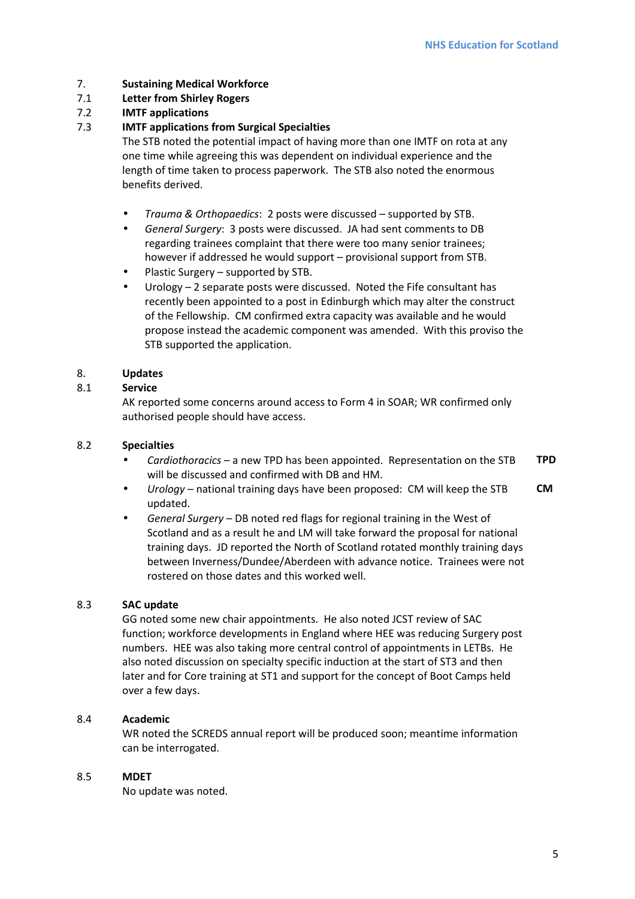7. **Sustaining Medical Workforce**

7.1 **Letter from Shirley Rogers**

7.2 **IMTF applications**

7.3 **IMTF applications from Surgical Specialties**

The STB noted the potential impact of having more than one IMTF on rota at any one time while agreeing this was dependent on individual experience and the length of time taken to process paperwork. The STB also noted the enormous benefits derived.

- *Trauma & Orthopaedics*: 2 posts were discussed – supported by STB.
- *General Surgery*: 3 posts were discussed. JA had sent comments to DB regarding trainees complaint that there were too many senior trainees; however if addressed he would support – provisional support from STB.
- Plastic Surgery – supported by STB.
- Urology – 2 separate posts were discussed. Noted the Fife consultant has recently been appointed to a post in Edinburgh which may alter the construct of the Fellowship. CM confirmed extra capacity was available and he would propose instead the academic component was amended. With this proviso the STB supported the application.

8. **Updates**

8.1 **Service**

AK reported some concerns around access to Form 4 in SOAR; WR confirmed only authorised people should have access.

8.2 **Specialties**

- *Cardiothoracics* – a new TPD has been appointed. Representation on the STB will be discussed and confirmed with DB and HM. **TPD**
- *Urology* – national training days have been proposed: CM will keep the STB updated. **CM**
- *General Surgery* – DB noted red flags for regional training in the West of Scotland and as a result he and LM will take forward the proposal for national training days. JD reported the North of Scotland rotated monthly training days between Inverness/Dundee/Aberdeen with advance notice. Trainees were not rostered on those dates and this worked well.

8.3 **SAC update**

GG noted some new chair appointments. He also noted JCST review of SAC function; workforce developments in England where HEE was reducing Surgery post numbers. HEE was also taking more central control of appointments in LETBs. He also noted discussion on specialty specific induction at the start of ST3 and then later and for Core training at ST1 and support for the concept of Boot Camps held over a few days.

8.4 **Academic**

WR noted the SCREDS annual report will be produced soon; meantime information can be interrogated.

8.5 **MDET**

No update was noted.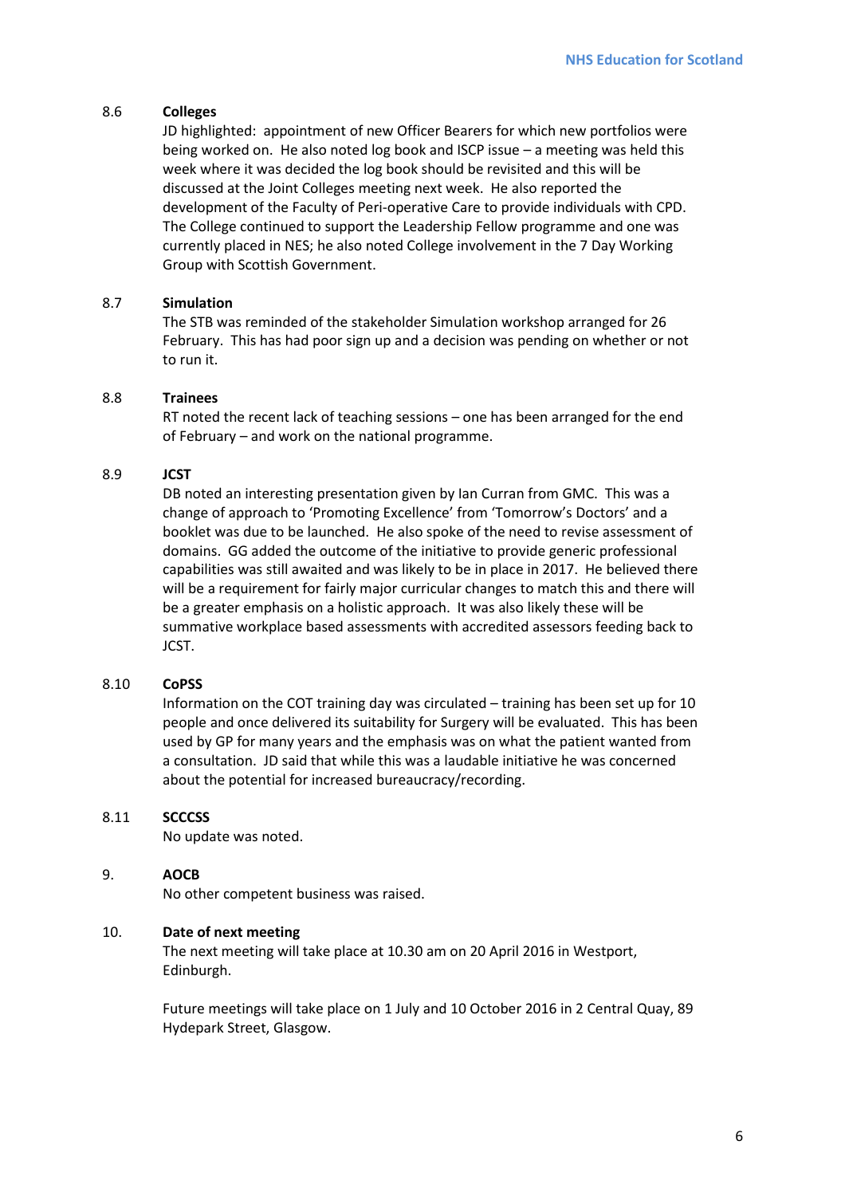### 8.6 Colleges

JD highlighted: appointment of new Officer Bearers for which new portfolios were being worked on. He also noted log book and ISCP issue – a meeting was held this week where it was decided the log book should be revisited and this will be discussed at the Joint Colleges meeting next week. He also reported the development of the Faculty of Peri-operative Care to provide individuals with CPD. The College continued to support the Leadership Fellow programme and one was currently placed in NES; he also noted College involvement in the 7 Day Working Group with Scottish Government.

### 8.7 Simulation

The STB was reminded of the stakeholder Simulation workshop arranged for 26 February. This has had poor sign up and a decision was pending on whether or not to run it.

### 8.8 Trainees

RT noted the recent lack of teaching sessions – one has been arranged for the end of February – and work on the national programme.

### 8.9 JCST

DB noted an interesting presentation given by Ian Curran from GMC. This was a change of approach to 'Promoting Excellence' from 'Tomorrow's Doctors' and a booklet was due to be launched. He also spoke of the need to revise assessment of domains. GG added the outcome of the initiative to provide generic professional capabilities was still awaited and was likely to be in place in 2017. He believed there will be a requirement for fairly major curricular changes to match this and there will be a greater emphasis on a holistic approach. It was also likely these will be summative workplace based assessments with accredited assessors feeding back to JCST.

### 8.10 CoPSS

Information on the COT training day was circulated – training has been set up for 10 people and once delivered its suitability for Surgery will be evaluated. This has been used by GP for many years and the emphasis was on what the patient wanted from a consultation. JD said that while this was a laudable initiative he was concerned about the potential for increased bureaucracy/recording.

### 8.11 SCCCSS

No update was noted.

## 9. AOCB

No other competent business was raised.

## 10. Date of next meeting

The next meeting will take place at 10.30 am on 20 April 2016 in Westport, Edinburgh.

Future meetings will take place on 1 July and 10 October 2016 in 2 Central Quay, 89 Hydepark Street, Glasgow.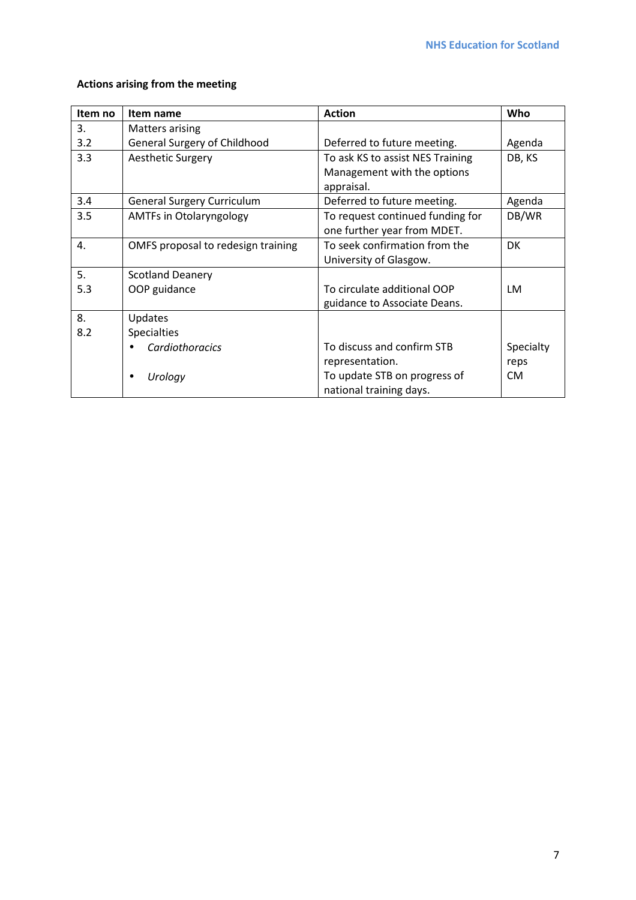**Actions arising from the meeting**

| Item no | Item name | Action | Who |
|---|---|---|---|
| 3.<br>3.2 | Matters arising<br>General Surgery of Childhood | Deferred to future meeting. | Agenda |
| 3.3 | Aesthetic Surgery | To ask KS to assist NES Training Management with the options appraisal. | DB, KS |
| 3.4 | General Surgery Curriculum | Deferred to future meeting. | Agenda |
| 3.5 | AMTFs in Otolaryngology | To request continued funding for one further year from MDET. | DB/WR |
| 4. | OMFS proposal to redesign training | To seek confirmation from the University of Glasgow. | DK |
| 5.<br>5.3 | Scotland Deanery<br>OOP guidance | To circulate additional OOP guidance to Associate Deans. | LM |
| 8.<br>8.2 | Updates<br>Specialties<br>• *Cardiothoracics*<br>• *Urology* | To discuss and confirm STB representation.<br>To update STB on progress of national training days. | Specialty reps<br>CM |